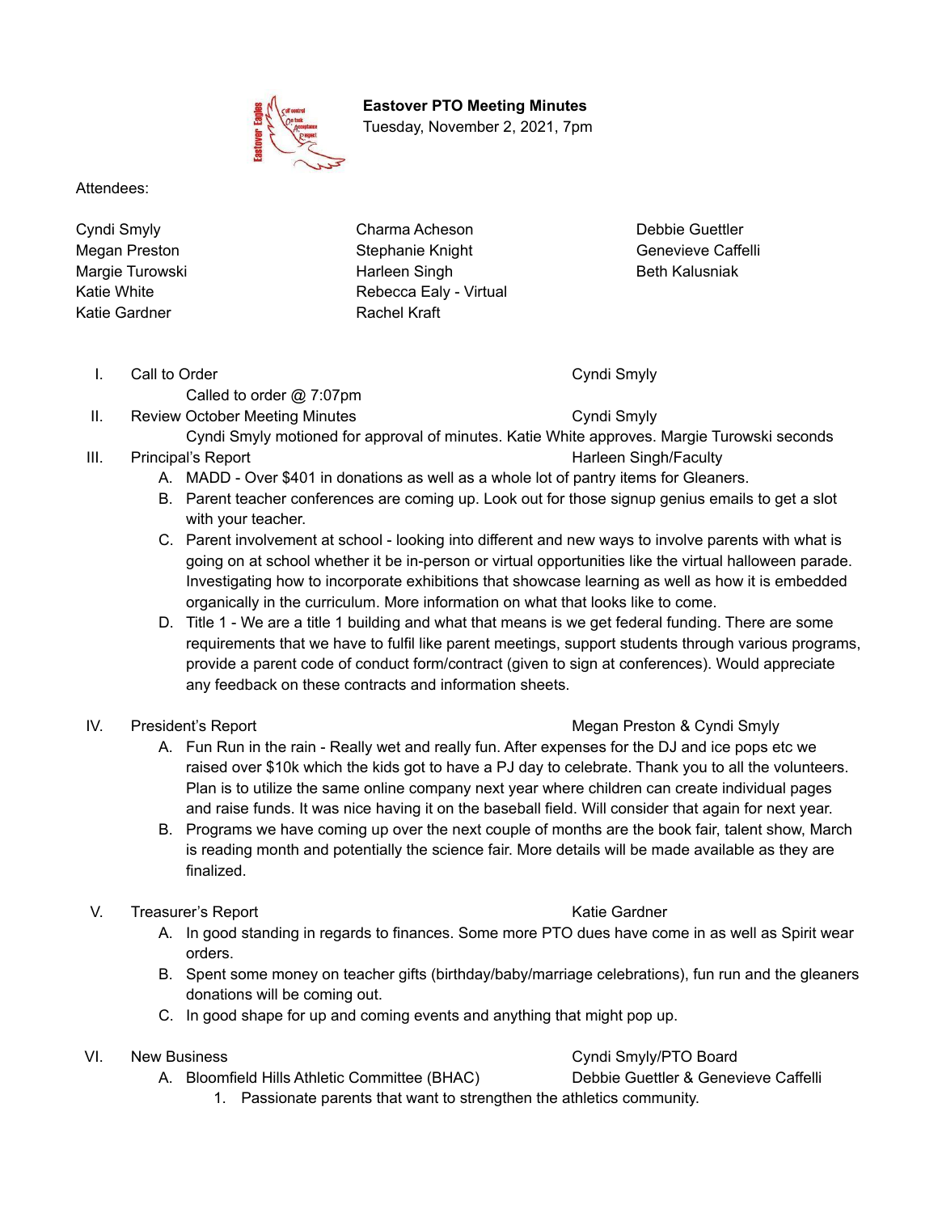**Eastover PTO Meeting Minutes**
Tuesday, November 2, 2021, 7pm

Attendees:

| | | |
|---|---|---|
| Cyndi Smyly | Charma Acheson | Debbie Guettler |
| Megan Preston | Stephanie Knight | Genevieve Caffelli |
| Margie Turowski | Harleen Singh | Beth Kalusniak |
| Katie White | Rebecca Ealy - Virtual | |
| Katie Gardner | Rachel Kraft | |

I. Call to Order — Cyndi Smyly

Called to order @ 7:07pm

II. Review October Meeting Minutes — Cyndi Smyly

Cyndi Smyly motioned for approval of minutes. Katie White approves. Margie Turowski seconds

III. Principal's Report — Harleen Singh/Faculty

A. MADD - Over $401 in donations as well as a whole lot of pantry items for Gleaners.
B. Parent teacher conferences are coming up. Look out for those signup genius emails to get a slot with your teacher.
C. Parent involvement at school - looking into different and new ways to involve parents with what is going on at school whether it be in-person or virtual opportunities like the virtual halloween parade. Investigating how to incorporate exhibitions that showcase learning as well as how it is embedded organically in the curriculum. More information on what that looks like to come.
D. Title 1 - We are a title 1 building and what that means is we get federal funding. There are some requirements that we have to fulfil like parent meetings, support students through various programs, provide a parent code of conduct form/contract (given to sign at conferences). Would appreciate any feedback on these contracts and information sheets.

IV. President's Report — Megan Preston & Cyndi Smyly

A. Fun Run in the rain - Really wet and really fun. After expenses for the DJ and ice pops etc we raised over $10k which the kids got to have a PJ day to celebrate. Thank you to all the volunteers. Plan is to utilize the same online company next year where children can create individual pages and raise funds. It was nice having it on the baseball field. Will consider that again for next year.
B. Programs we have coming up over the next couple of months are the book fair, talent show, March is reading month and potentially the science fair. More details will be made available as they are finalized.

V. Treasurer's Report — Katie Gardner

A. In good standing in regards to finances. Some more PTO dues have come in as well as Spirit wear orders.
B. Spent some money on teacher gifts (birthday/baby/marriage celebrations), fun run and the gleaners donations will be coming out.
C. In good shape for up and coming events and anything that might pop up.

VI. New Business — Cyndi Smyly/PTO Board

A. Bloomfield Hills Athletic Committee (BHAC) — Debbie Guettler & Genevieve Caffelli
   1. Passionate parents that want to strengthen the athletics community.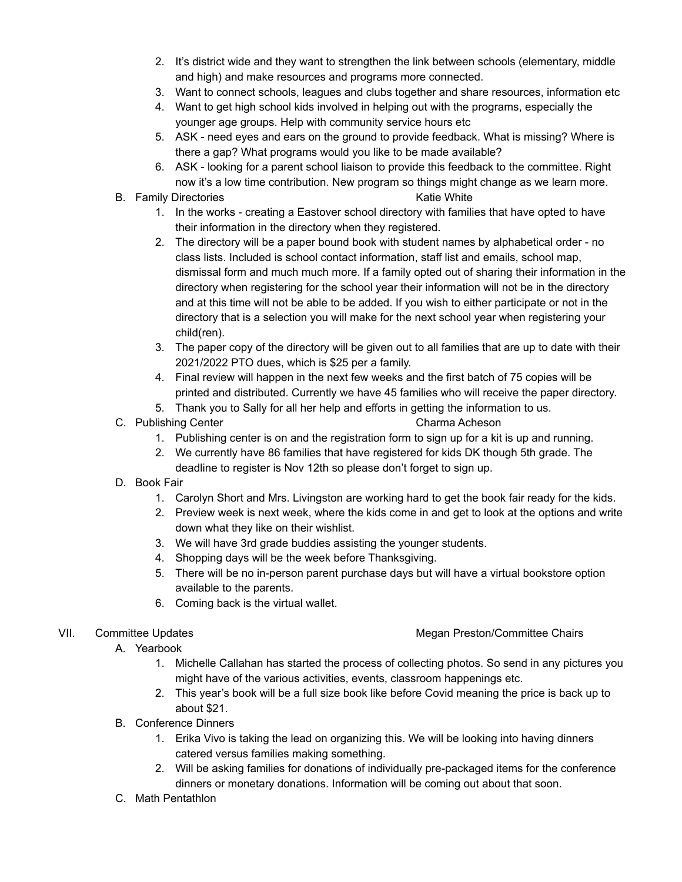2. It's district wide and they want to strengthen the link between schools (elementary, middle and high) and make resources and programs more connected.
3. Want to connect schools, leagues and clubs together and share resources, information etc
4. Want to get high school kids involved in helping out with the programs, especially the younger age groups. Help with community service hours etc
5. ASK - need eyes and ears on the ground to provide feedback. What is missing? Where is there a gap? What programs would you like to be made available?
6. ASK - looking for a parent school liaison to provide this feedback to the committee. Right now it's a low time contribution. New program so things might change as we learn more.

B. Family Directories — Katie White

1. In the works - creating a Eastover school directory with families that have opted to have their information in the directory when they registered.
2. The directory will be a paper bound book with student names by alphabetical order - no class lists. Included is school contact information, staff list and emails, school map, dismissal form and much much more. If a family opted out of sharing their information in the directory when registering for the school year their information will not be in the directory and at this time will not be able to be added. If you wish to either participate or not in the directory that is a selection you will make for the next school year when registering your child(ren).
3. The paper copy of the directory will be given out to all families that are up to date with their 2021/2022 PTO dues, which is $25 per a family.
4. Final review will happen in the next few weeks and the first batch of 75 copies will be printed and distributed. Currently we have 45 families who will receive the paper directory.
5. Thank you to Sally for all her help and efforts in getting the information to us.

C. Publishing Center — Charma Acheson

1. Publishing center is on and the registration form to sign up for a kit is up and running.
2. We currently have 86 families that have registered for kids DK though 5th grade. The deadline to register is Nov 12th so please don't forget to sign up.

D. Book Fair

1. Carolyn Short and Mrs. Livingston are working hard to get the book fair ready for the kids.
2. Preview week is next week, where the kids come in and get to look at the options and write down what they like on their wishlist.
3. We will have 3rd grade buddies assisting the younger students.
4. Shopping days will be the week before Thanksgiving.
5. There will be no in-person parent purchase days but will have a virtual bookstore option available to the parents.
6. Coming back is the virtual wallet.

VII. Committee Updates — Megan Preston/Committee Chairs

A. Yearbook

1. Michelle Callahan has started the process of collecting photos. So send in any pictures you might have of the various activities, events, classroom happenings etc.
2. This year's book will be a full size book like before Covid meaning the price is back up to about $21.

B. Conference Dinners

1. Erika Vivo is taking the lead on organizing this. We will be looking into having dinners catered versus families making something.
2. Will be asking families for donations of individually pre-packaged items for the conference dinners or monetary donations. Information will be coming out about that soon.

C. Math Pentathlon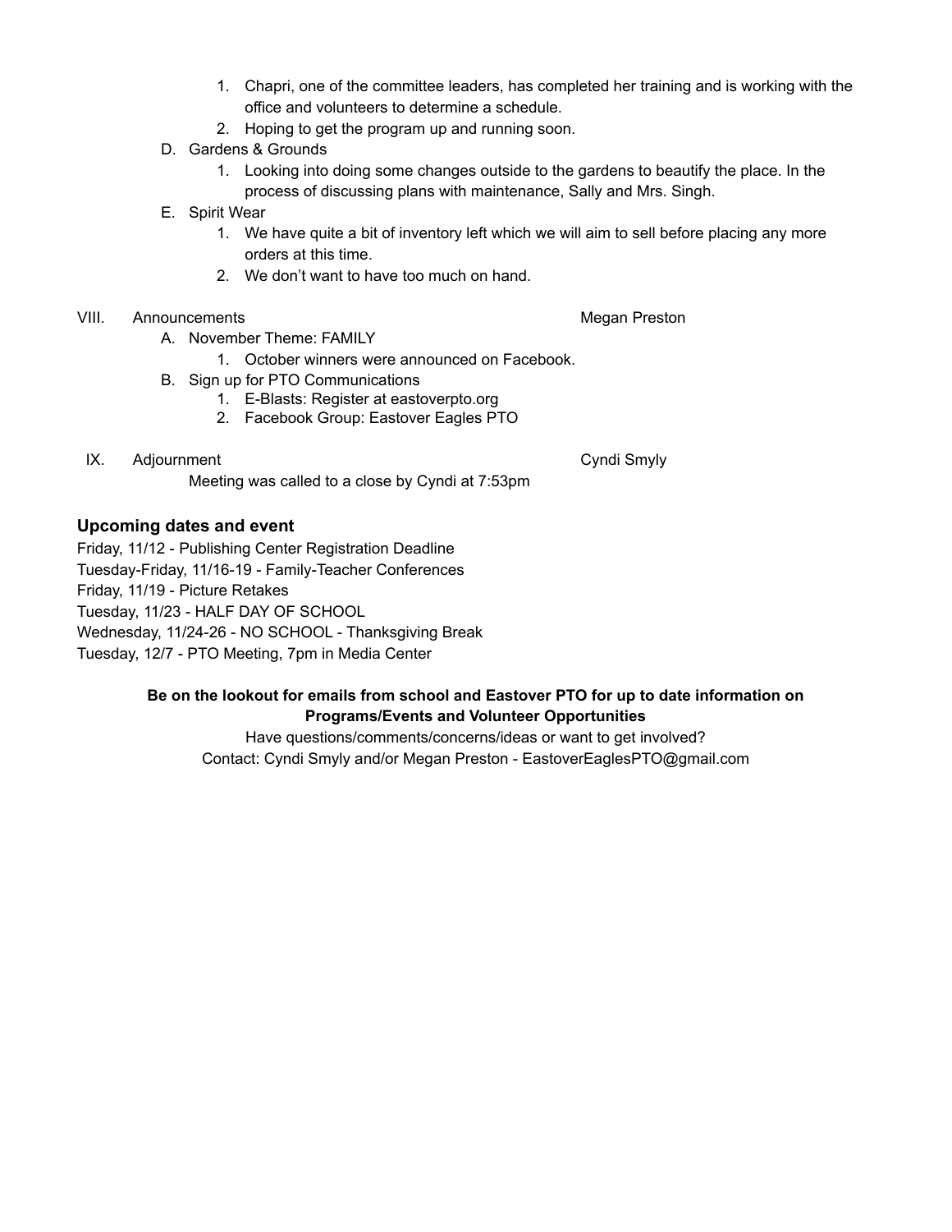1. Chapri, one of the committee leaders, has completed her training and is working with the office and volunteers to determine a schedule.
2. Hoping to get the program up and running soon.

D. Gardens & Grounds

1. Looking into doing some changes outside to the gardens to beautify the place. In the process of discussing plans with maintenance, Sally and Mrs. Singh.

E. Spirit Wear

1. We have quite a bit of inventory left which we will aim to sell before placing any more orders at this time.
2. We don't want to have too much on hand.

VIII. Announcements — Megan Preston

A. November Theme: FAMILY

1. October winners were announced on Facebook.

B. Sign up for PTO Communications

1. E-Blasts: Register at eastoverpto.org
2. Facebook Group: Eastover Eagles PTO

IX. Adjournment — Cyndi Smyly

Meeting was called to a close by Cyndi at 7:53pm

### Upcoming dates and event

Friday, 11/12 - Publishing Center Registration Deadline
Tuesday-Friday, 11/16-19 - Family-Teacher Conferences
Friday, 11/19 - Picture Retakes
Tuesday, 11/23 - HALF DAY OF SCHOOL
Wednesday, 11/24-26 - NO SCHOOL - Thanksgiving Break
Tuesday, 12/7 - PTO Meeting, 7pm in Media Center

**Be on the lookout for emails from school and Eastover PTO for up to date information on Programs/Events and Volunteer Opportunities**

Have questions/comments/concerns/ideas or want to get involved?
Contact: Cyndi Smyly and/or Megan Preston - EastoverEaglesPTO@gmail.com